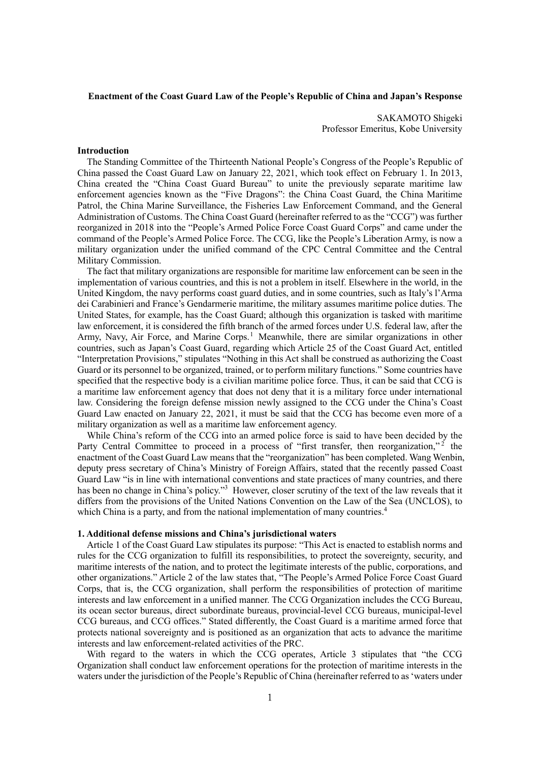**Enactment of the Coast Guard Law of the People's Republic of China and Japan's Response**

SAKAMOTO Shigeki
Professor Emeritus, Kobe University

**Introduction**

The Standing Committee of the Thirteenth National People's Congress of the People's Republic of China passed the Coast Guard Law on January 22, 2021, which took effect on February 1. In 2013, China created the "China Coast Guard Bureau" to unite the previously separate maritime law enforcement agencies known as the "Five Dragons": the China Coast Guard, the China Maritime Patrol, the China Marine Surveillance, the Fisheries Law Enforcement Command, and the General Administration of Customs. The China Coast Guard (hereinafter referred to as the "CCG") was further reorganized in 2018 into the "People's Armed Police Force Coast Guard Corps" and came under the command of the People's Armed Police Force. The CCG, like the People's Liberation Army, is now a military organization under the unified command of the CPC Central Committee and the Central Military Commission.

The fact that military organizations are responsible for maritime law enforcement can be seen in the implementation of various countries, and this is not a problem in itself. Elsewhere in the world, in the United Kingdom, the navy performs coast guard duties, and in some countries, such as Italy's l'Arma dei Carabinieri and France's Gendarmerie maritime, the military assumes maritime police duties. The United States, for example, has the Coast Guard; although this organization is tasked with maritime law enforcement, it is considered the fifth branch of the armed forces under U.S. federal law, after the Army, Navy, Air Force, and Marine Corps.[1] Meanwhile, there are similar organizations in other countries, such as Japan's Coast Guard, regarding which Article 25 of the Coast Guard Act, entitled "Interpretation Provisions," stipulates "Nothing in this Act shall be construed as authorizing the Coast Guard or its personnel to be organized, trained, or to perform military functions." Some countries have specified that the respective body is a civilian maritime police force. Thus, it can be said that CCG is a maritime law enforcement agency that does not deny that it is a military force under international law. Considering the foreign defense mission newly assigned to the CCG under the China's Coast Guard Law enacted on January 22, 2021, it must be said that the CCG has become even more of a military organization as well as a maritime law enforcement agency.

While China's reform of the CCG into an armed police force is said to have been decided by the Party Central Committee to proceed in a process of "first transfer, then reorganization,"[2] the enactment of the Coast Guard Law means that the "reorganization" has been completed. Wang Wenbin, deputy press secretary of China's Ministry of Foreign Affairs, stated that the recently passed Coast Guard Law "is in line with international conventions and state practices of many countries, and there has been no change in China's policy."[3] However, closer scrutiny of the text of the law reveals that it differs from the provisions of the United Nations Convention on the Law of the Sea (UNCLOS), to which China is a party, and from the national implementation of many countries.[4]

**1. Additional defense missions and China's jurisdictional waters**

Article 1 of the Coast Guard Law stipulates its purpose: "This Act is enacted to establish norms and rules for the CCG organization to fulfill its responsibilities, to protect the sovereignty, security, and maritime interests of the nation, and to protect the legitimate interests of the public, corporations, and other organizations." Article 2 of the law states that, "The People's Armed Police Force Coast Guard Corps, that is, the CCG organization, shall perform the responsibilities of protection of maritime interests and law enforcement in a unified manner. The CCG Organization includes the CCG Bureau, its ocean sector bureaus, direct subordinate bureaus, provincial-level CCG bureaus, municipal-level CCG bureaus, and CCG offices." Stated differently, the Coast Guard is a maritime armed force that protects national sovereignty and is positioned as an organization that acts to advance the maritime interests and law enforcement-related activities of the PRC.

With regard to the waters in which the CCG operates, Article 3 stipulates that "the CCG Organization shall conduct law enforcement operations for the protection of maritime interests in the waters under the jurisdiction of the People's Republic of China (hereinafter referred to as 'waters under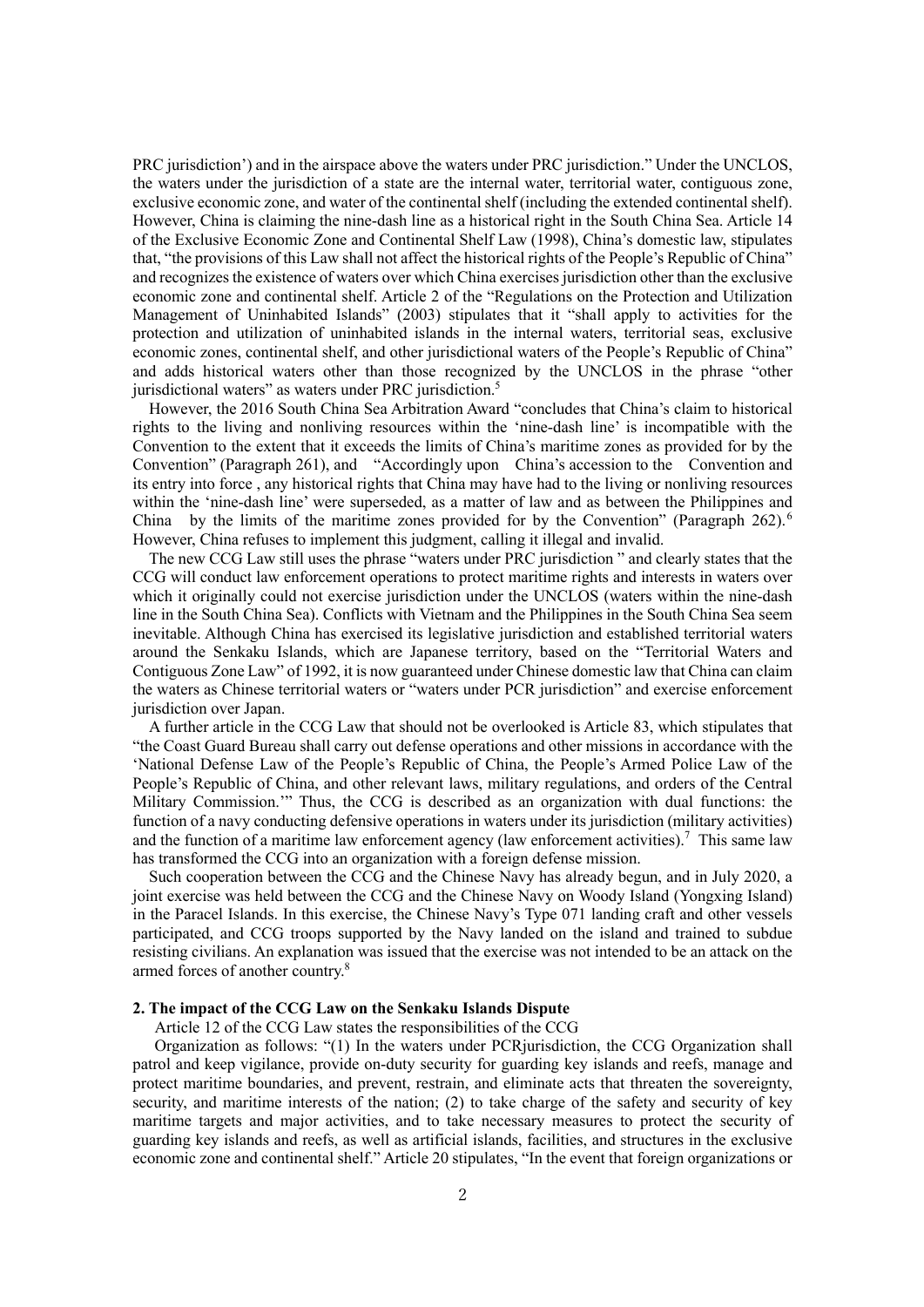PRC jurisdiction') and in the airspace above the waters under PRC jurisdiction." Under the UNCLOS, the waters under the jurisdiction of a state are the internal water, territorial water, contiguous zone, exclusive economic zone, and water of the continental shelf (including the extended continental shelf). However, China is claiming the nine-dash line as a historical right in the South China Sea. Article 14 of the Exclusive Economic Zone and Continental Shelf Law (1998), China's domestic law, stipulates that, "the provisions of this Law shall not affect the historical rights of the People's Republic of China" and recognizes the existence of waters over which China exercises jurisdiction other than the exclusive economic zone and continental shelf. Article 2 of the "Regulations on the Protection and Utilization Management of Uninhabited Islands" (2003) stipulates that it "shall apply to activities for the protection and utilization of uninhabited islands in the internal waters, territorial seas, exclusive economic zones, continental shelf, and other jurisdictional waters of the People's Republic of China" and adds historical waters other than those recognized by the UNCLOS in the phrase "other jurisdictional waters" as waters under PRC jurisdiction.[5]

However, the 2016 South China Sea Arbitration Award "concludes that China's claim to historical rights to the living and nonliving resources within the 'nine-dash line' is incompatible with the Convention to the extent that it exceeds the limits of China's maritime zones as provided for by the Convention" (Paragraph 261), and "Accordingly upon China's accession to the Convention and its entry into force , any historical rights that China may have had to the living or nonliving resources within the 'nine-dash line' were superseded, as a matter of law and as between the Philippines and China by the limits of the maritime zones provided for by the Convention" (Paragraph 262).[6] However, China refuses to implement this judgment, calling it illegal and invalid.

The new CCG Law still uses the phrase "waters under PRC jurisdiction " and clearly states that the CCG will conduct law enforcement operations to protect maritime rights and interests in waters over which it originally could not exercise jurisdiction under the UNCLOS (waters within the nine-dash line in the South China Sea). Conflicts with Vietnam and the Philippines in the South China Sea seem inevitable. Although China has exercised its legislative jurisdiction and established territorial waters around the Senkaku Islands, which are Japanese territory, based on the "Territorial Waters and Contiguous Zone Law" of 1992, it is now guaranteed under Chinese domestic law that China can claim the waters as Chinese territorial waters or "waters under PCR jurisdiction" and exercise enforcement jurisdiction over Japan.

A further article in the CCG Law that should not be overlooked is Article 83, which stipulates that "the Coast Guard Bureau shall carry out defense operations and other missions in accordance with the 'National Defense Law of the People's Republic of China, the People's Armed Police Law of the People's Republic of China, and other relevant laws, military regulations, and orders of the Central Military Commission.'" Thus, the CCG is described as an organization with dual functions: the function of a navy conducting defensive operations in waters under its jurisdiction (military activities) and the function of a maritime law enforcement agency (law enforcement activities).[7] This same law has transformed the CCG into an organization with a foreign defense mission.

Such cooperation between the CCG and the Chinese Navy has already begun, and in July 2020, a joint exercise was held between the CCG and the Chinese Navy on Woody Island (Yongxing Island) in the Paracel Islands. In this exercise, the Chinese Navy's Type 071 landing craft and other vessels participated, and CCG troops supported by the Navy landed on the island and trained to subdue resisting civilians. An explanation was issued that the exercise was not intended to be an attack on the armed forces of another country.[8]

### 2. The impact of the CCG Law on the Senkaku Islands Dispute

Article 12 of the CCG Law states the responsibilities of the CCG

Organization as follows: "(1) In the waters under PCRjurisdiction, the CCG Organization shall patrol and keep vigilance, provide on-duty security for guarding key islands and reefs, manage and protect maritime boundaries, and prevent, restrain, and eliminate acts that threaten the sovereignty, security, and maritime interests of the nation; (2) to take charge of the safety and security of key maritime targets and major activities, and to take necessary measures to protect the security of guarding key islands and reefs, as well as artificial islands, facilities, and structures in the exclusive economic zone and continental shelf." Article 20 stipulates, "In the event that foreign organizations or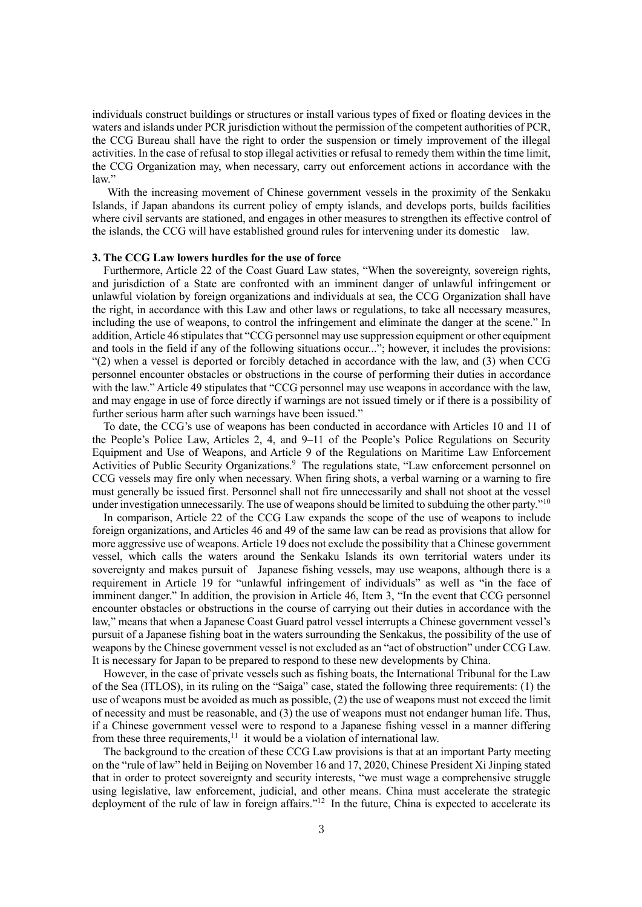individuals construct buildings or structures or install various types of fixed or floating devices in the waters and islands under PCR jurisdiction without the permission of the competent authorities of PCR, the CCG Bureau shall have the right to order the suspension or timely improvement of the illegal activities. In the case of refusal to stop illegal activities or refusal to remedy them within the time limit, the CCG Organization may, when necessary, carry out enforcement actions in accordance with the law."

With the increasing movement of Chinese government vessels in the proximity of the Senkaku Islands, if Japan abandons its current policy of empty islands, and develops ports, builds facilities where civil servants are stationed, and engages in other measures to strengthen its effective control of the islands, the CCG will have established ground rules for intervening under its domestic law.

### 3. The CCG Law lowers hurdles for the use of force

Furthermore, Article 22 of the Coast Guard Law states, "When the sovereignty, sovereign rights, and jurisdiction of a State are confronted with an imminent danger of unlawful infringement or unlawful violation by foreign organizations and individuals at sea, the CCG Organization shall have the right, in accordance with this Law and other laws or regulations, to take all necessary measures, including the use of weapons, to control the infringement and eliminate the danger at the scene." In addition, Article 46 stipulates that "CCG personnel may use suppression equipment or other equipment and tools in the field if any of the following situations occur..."; however, it includes the provisions: "(2) when a vessel is deported or forcibly detached in accordance with the law, and (3) when CCG personnel encounter obstacles or obstructions in the course of performing their duties in accordance with the law." Article 49 stipulates that "CCG personnel may use weapons in accordance with the law, and may engage in use of force directly if warnings are not issued timely or if there is a possibility of further serious harm after such warnings have been issued."

To date, the CCG's use of weapons has been conducted in accordance with Articles 10 and 11 of the People's Police Law, Articles 2, 4, and 9–11 of the People's Police Regulations on Security Equipment and Use of Weapons, and Article 9 of the Regulations on Maritime Law Enforcement Activities of Public Security Organizations.[9] The regulations state, "Law enforcement personnel on CCG vessels may fire only when necessary. When firing shots, a verbal warning or a warning to fire must generally be issued first. Personnel shall not fire unnecessarily and shall not shoot at the vessel under investigation unnecessarily. The use of weapons should be limited to subduing the other party."[10]

In comparison, Article 22 of the CCG Law expands the scope of the use of weapons to include foreign organizations, and Articles 46 and 49 of the same law can be read as provisions that allow for more aggressive use of weapons. Article 19 does not exclude the possibility that a Chinese government vessel, which calls the waters around the Senkaku Islands its own territorial waters under its sovereignty and makes pursuit of Japanese fishing vessels, may use weapons, although there is a requirement in Article 19 for "unlawful infringement of individuals" as well as "in the face of imminent danger." In addition, the provision in Article 46, Item 3, "In the event that CCG personnel encounter obstacles or obstructions in the course of carrying out their duties in accordance with the law," means that when a Japanese Coast Guard patrol vessel interrupts a Chinese government vessel's pursuit of a Japanese fishing boat in the waters surrounding the Senkakus, the possibility of the use of weapons by the Chinese government vessel is not excluded as an "act of obstruction" under CCG Law. It is necessary for Japan to be prepared to respond to these new developments by China.

However, in the case of private vessels such as fishing boats, the International Tribunal for the Law of the Sea (ITLOS), in its ruling on the "Saiga" case, stated the following three requirements: (1) the use of weapons must be avoided as much as possible, (2) the use of weapons must not exceed the limit of necessity and must be reasonable, and (3) the use of weapons must not endanger human life. Thus, if a Chinese government vessel were to respond to a Japanese fishing vessel in a manner differing from these three requirements,[11] it would be a violation of international law.

The background to the creation of these CCG Law provisions is that at an important Party meeting on the "rule of law" held in Beijing on November 16 and 17, 2020, Chinese President Xi Jinping stated that in order to protect sovereignty and security interests, "we must wage a comprehensive struggle using legislative, law enforcement, judicial, and other means. China must accelerate the strategic deployment of the rule of law in foreign affairs."[12] In the future, China is expected to accelerate its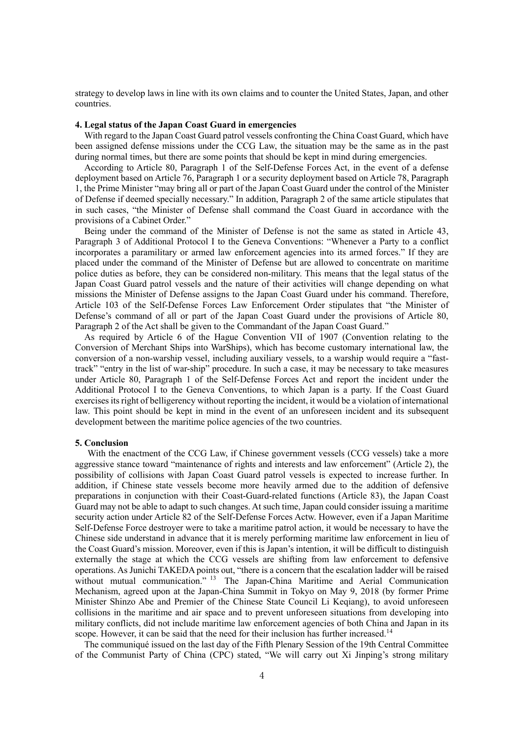strategy to develop laws in line with its own claims and to counter the United States, Japan, and other countries.

#### 4. Legal status of the Japan Coast Guard in emergencies

With regard to the Japan Coast Guard patrol vessels confronting the China Coast Guard, which have been assigned defense missions under the CCG Law, the situation may be the same as in the past during normal times, but there are some points that should be kept in mind during emergencies.

According to Article 80, Paragraph 1 of the Self-Defense Forces Act, in the event of a defense deployment based on Article 76, Paragraph 1 or a security deployment based on Article 78, Paragraph 1, the Prime Minister "may bring all or part of the Japan Coast Guard under the control of the Minister of Defense if deemed specially necessary." In addition, Paragraph 2 of the same article stipulates that in such cases, "the Minister of Defense shall command the Coast Guard in accordance with the provisions of a Cabinet Order."

Being under the command of the Minister of Defense is not the same as stated in Article 43, Paragraph 3 of Additional Protocol I to the Geneva Conventions: "Whenever a Party to a conflict incorporates a paramilitary or armed law enforcement agencies into its armed forces." If they are placed under the command of the Minister of Defense but are allowed to concentrate on maritime police duties as before, they can be considered non-military. This means that the legal status of the Japan Coast Guard patrol vessels and the nature of their activities will change depending on what missions the Minister of Defense assigns to the Japan Coast Guard under his command. Therefore, Article 103 of the Self-Defense Forces Law Enforcement Order stipulates that "the Minister of Defense's command of all or part of the Japan Coast Guard under the provisions of Article 80, Paragraph 2 of the Act shall be given to the Commandant of the Japan Coast Guard."

As required by Article 6 of the Hague Convention VII of 1907 (Convention relating to the Conversion of Merchant Ships into WarShips), which has become customary international law, the conversion of a non-warship vessel, including auxiliary vessels, to a warship would require a "fast-track" "entry in the list of war-ship" procedure. In such a case, it may be necessary to take measures under Article 80, Paragraph 1 of the Self-Defense Forces Act and report the incident under the Additional Protocol I to the Geneva Conventions, to which Japan is a party. If the Coast Guard exercises its right of belligerency without reporting the incident, it would be a violation of international law. This point should be kept in mind in the event of an unforeseen incident and its subsequent development between the maritime police agencies of the two countries.

#### 5. Conclusion

With the enactment of the CCG Law, if Chinese government vessels (CCG vessels) take a more aggressive stance toward "maintenance of rights and interests and law enforcement" (Article 2), the possibility of collisions with Japan Coast Guard patrol vessels is expected to increase further. In addition, if Chinese state vessels become more heavily armed due to the addition of defensive preparations in conjunction with their Coast-Guard-related functions (Article 83), the Japan Coast Guard may not be able to adapt to such changes. At such time, Japan could consider issuing a maritime security action under Article 82 of the Self-Defense Forces Actw. However, even if a Japan Maritime Self-Defense Force destroyer were to take a maritime patrol action, it would be necessary to have the Chinese side understand in advance that it is merely performing maritime law enforcement in lieu of the Coast Guard's mission. Moreover, even if this is Japan's intention, it will be difficult to distinguish externally the stage at which the CCG vessels are shifting from law enforcement to defensive operations. As Junichi TAKEDA points out, "there is a concern that the escalation ladder will be raised without mutual communication." [13] The Japan-China Maritime and Aerial Communication Mechanism, agreed upon at the Japan-China Summit in Tokyo on May 9, 2018 (by former Prime Minister Shinzo Abe and Premier of the Chinese State Council Li Keqiang), to avoid unforeseen collisions in the maritime and air space and to prevent unforeseen situations from developing into military conflicts, did not include maritime law enforcement agencies of both China and Japan in its scope. However, it can be said that the need for their inclusion has further increased.[14]

The communiqué issued on the last day of the Fifth Plenary Session of the 19th Central Committee of the Communist Party of China (CPC) stated, "We will carry out Xi Jinping's strong military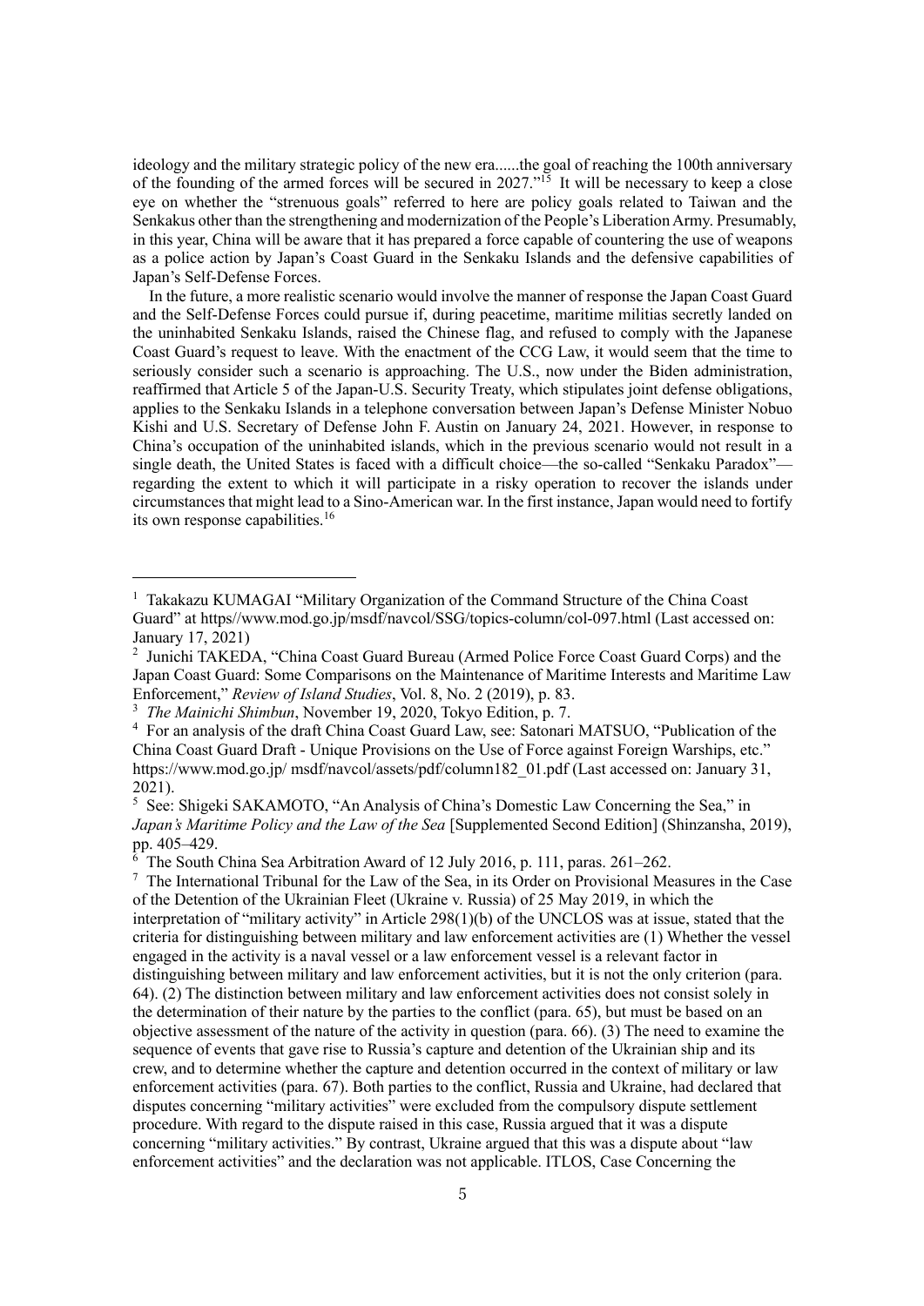ideology and the military strategic policy of the new era......the goal of reaching the 100th anniversary of the founding of the armed forces will be secured in 2027."[15] It will be necessary to keep a close eye on whether the "strenuous goals" referred to here are policy goals related to Taiwan and the Senkakus other than the strengthening and modernization of the People's Liberation Army. Presumably, in this year, China will be aware that it has prepared a force capable of countering the use of weapons as a police action by Japan's Coast Guard in the Senkaku Islands and the defensive capabilities of Japan's Self-Defense Forces.

In the future, a more realistic scenario would involve the manner of response the Japan Coast Guard and the Self-Defense Forces could pursue if, during peacetime, maritime militias secretly landed on the uninhabited Senkaku Islands, raised the Chinese flag, and refused to comply with the Japanese Coast Guard's request to leave. With the enactment of the CCG Law, it would seem that the time to seriously consider such a scenario is approaching. The U.S., now under the Biden administration, reaffirmed that Article 5 of the Japan-U.S. Security Treaty, which stipulates joint defense obligations, applies to the Senkaku Islands in a telephone conversation between Japan's Defense Minister Nobuo Kishi and U.S. Secretary of Defense John F. Austin on January 24, 2021. However, in response to China's occupation of the uninhabited islands, which in the previous scenario would not result in a single death, the United States is faced with a difficult choice—the so-called "Senkaku Paradox"—regarding the extent to which it will participate in a risky operation to recover the islands under circumstances that might lead to a Sino-American war. In the first instance, Japan would need to fortify its own response capabilities.[16]

---

[1] Takakazu KUMAGAI "Military Organization of the Command Structure of the China Coast Guard" at https//www.mod.go.jp/msdf/navcol/SSG/topics-column/col-097.html (Last accessed on: January 17, 2021)

[2] Junichi TAKEDA, "China Coast Guard Bureau (Armed Police Force Coast Guard Corps) and the Japan Coast Guard: Some Comparisons on the Maintenance of Maritime Interests and Maritime Law Enforcement," *Review of Island Studies*, Vol. 8, No. 2 (2019), p. 83.

[3] *The Mainichi Shimbun*, November 19, 2020, Tokyo Edition, p. 7.

[4] For an analysis of the draft China Coast Guard Law, see: Satonari MATSUO, "Publication of the China Coast Guard Draft - Unique Provisions on the Use of Force against Foreign Warships, etc." https://www.mod.go.jp/ msdf/navcol/assets/pdf/column182_01.pdf (Last accessed on: January 31, 2021).

[5] See: Shigeki SAKAMOTO, "An Analysis of China's Domestic Law Concerning the Sea," in *Japan's Maritime Policy and the Law of the Sea* [Supplemented Second Edition] (Shinzansha, 2019), pp. 405–429.

[6] The South China Sea Arbitration Award of 12 July 2016, p. 111, paras. 261–262.

[7] The International Tribunal for the Law of the Sea, in its Order on Provisional Measures in the Case of the Detention of the Ukrainian Fleet (Ukraine v. Russia) of 25 May 2019, in which the interpretation of "military activity" in Article 298(1)(b) of the UNCLOS was at issue, stated that the criteria for distinguishing between military and law enforcement activities are (1) Whether the vessel engaged in the activity is a naval vessel or a law enforcement vessel is a relevant factor in distinguishing between military and law enforcement activities, but it is not the only criterion (para. 64). (2) The distinction between military and law enforcement activities does not consist solely in the determination of their nature by the parties to the conflict (para. 65), but must be based on an objective assessment of the nature of the activity in question (para. 66). (3) The need to examine the sequence of events that gave rise to Russia's capture and detention of the Ukrainian ship and its crew, and to determine whether the capture and detention occurred in the context of military or law enforcement activities (para. 67). Both parties to the conflict, Russia and Ukraine, had declared that disputes concerning "military activities" were excluded from the compulsory dispute settlement procedure. With regard to the dispute raised in this case, Russia argued that it was a dispute concerning "military activities." By contrast, Ukraine argued that this was a dispute about "law enforcement activities" and the declaration was not applicable. ITLOS, Case Concerning the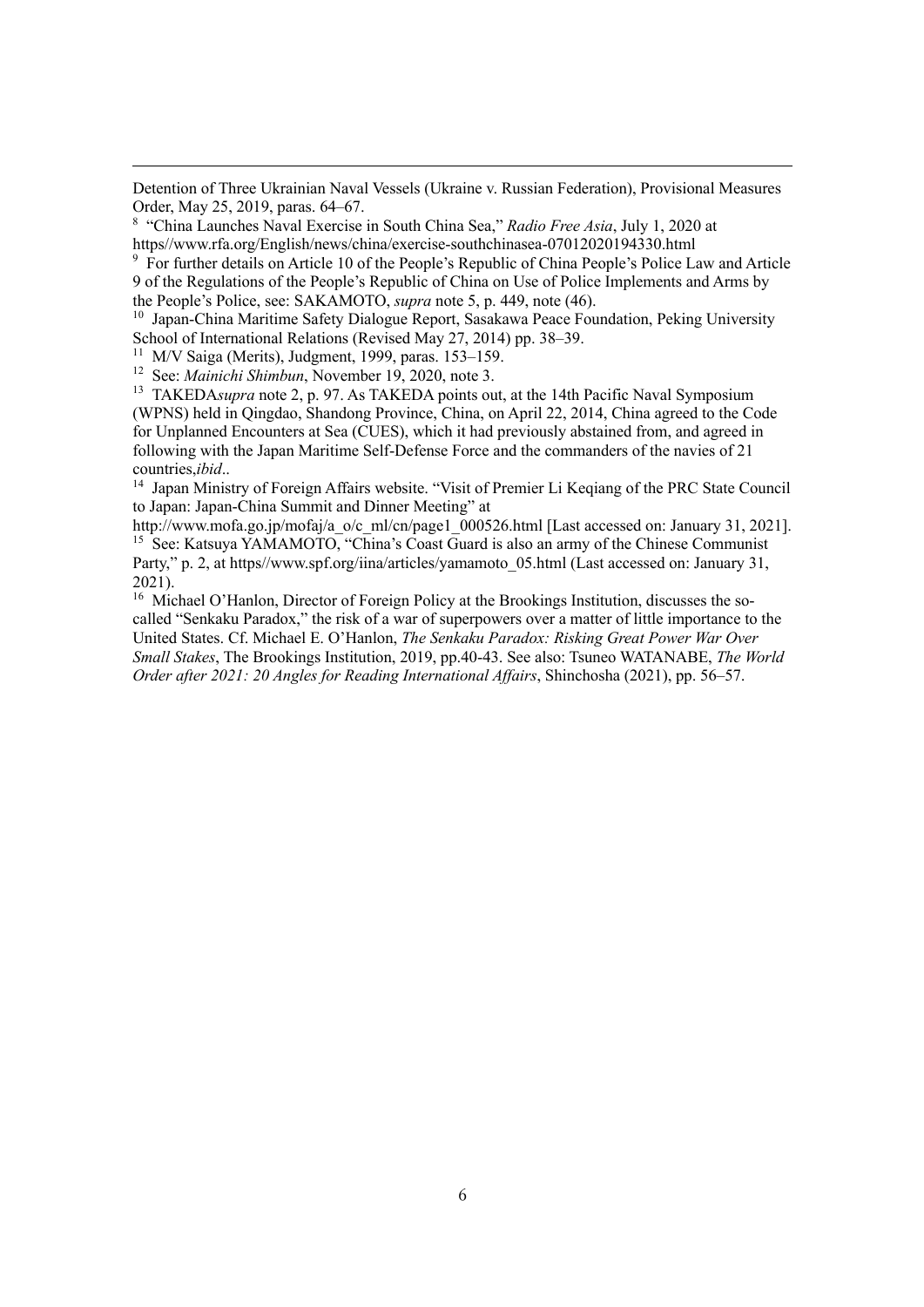Detention of Three Ukrainian Naval Vessels (Ukraine v. Russian Federation), Provisional Measures Order, May 25, 2019, paras. 64–67.

[8] "China Launches Naval Exercise in South China Sea," *Radio Free Asia*, July 1, 2020 at https//www.rfa.org/English/news/china/exercise-southchinasea-07012020194330.html

[9] For further details on Article 10 of the People's Republic of China People's Police Law and Article 9 of the Regulations of the People's Republic of China on Use of Police Implements and Arms by the People's Police, see: SAKAMOTO, *supra* note 5, p. 449, note (46).

[10] Japan-China Maritime Safety Dialogue Report, Sasakawa Peace Foundation, Peking University School of International Relations (Revised May 27, 2014) pp. 38–39.

[11] M/V Saiga (Merits), Judgment, 1999, paras. 153–159.

[12] See: *Mainichi Shimbun*, November 19, 2020, note 3.

[13] TAKEDA*supra* note 2, p. 97. As TAKEDA points out, at the 14th Pacific Naval Symposium (WPNS) held in Qingdao, Shandong Province, China, on April 22, 2014, China agreed to the Code for Unplanned Encounters at Sea (CUES), which it had previously abstained from, and agreed in following with the Japan Maritime Self-Defense Force and the commanders of the navies of 21 countries,*ibid*..

[14] Japan Ministry of Foreign Affairs website. "Visit of Premier Li Keqiang of the PRC State Council to Japan: Japan-China Summit and Dinner Meeting" at http://www.mofa.go.jp/mofaj/a_o/c_ml/cn/page1_000526.html [Last accessed on: January 31, 2021].

[15] See: Katsuya YAMAMOTO, "China's Coast Guard is also an army of the Chinese Communist Party," p. 2, at https//www.spf.org/iina/articles/yamamoto_05.html (Last accessed on: January 31, 2021).

[16] Michael O'Hanlon, Director of Foreign Policy at the Brookings Institution, discusses the so-called "Senkaku Paradox," the risk of a war of superpowers over a matter of little importance to the United States. Cf. Michael E. O'Hanlon, *The Senkaku Paradox: Risking Great Power War Over Small Stakes*, The Brookings Institution, 2019, pp.40-43. See also: Tsuneo WATANABE, *The World Order after 2021: 20 Angles for Reading International Affairs*, Shinchosha (2021), pp. 56–57.